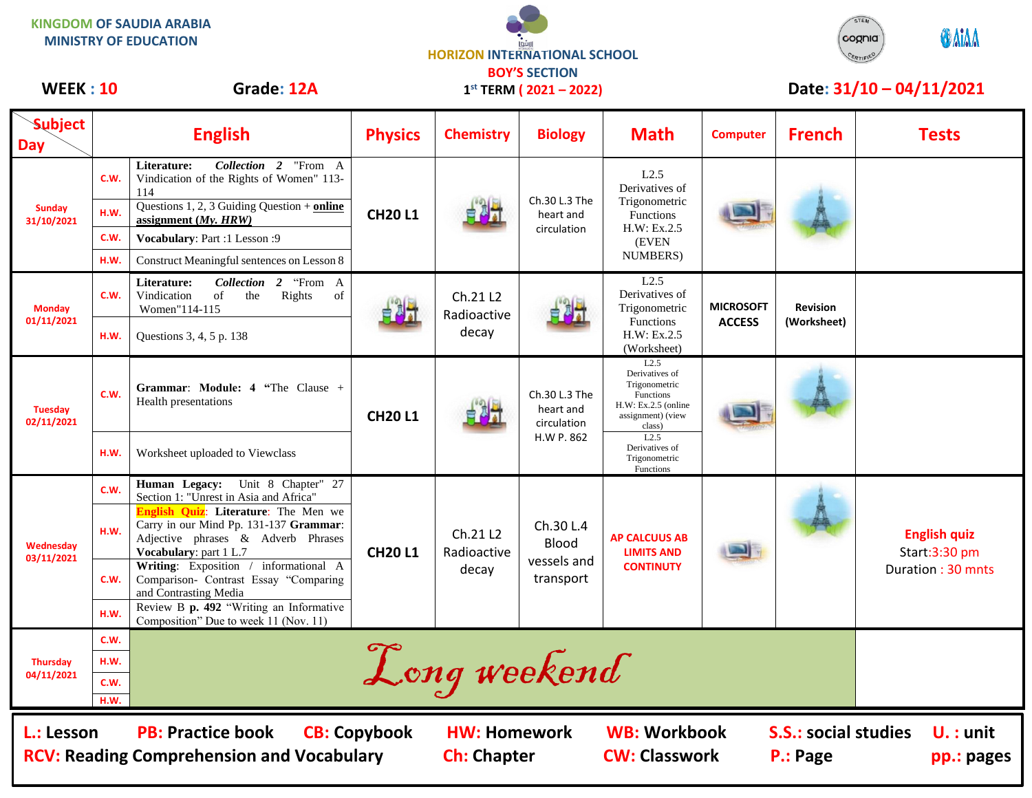KINGDOM OF SAUDIA ARABIA
MINISTRY OF EDUCATION

HORIZON INTERNATIONAL SCHOOL
BOY'S SECTION
1st TERM ( 2021 – 2022)

**WEEK : 10** **Grade: 12A** **Date: 31/10 – 04/11/2021**

| Subject / Day | | English | Physics | Chemistry | Biology | Math | Computer | French | Tests |
|---|---|---|---|---|---|---|---|---|---|
| Sunday 31/10/2021 | C.W. | **Literature:** *Collection 2* "From A Vindication of the Rights of Women" 113-114 | CH20 L1 | | Ch.30 L.3 The heart and circulation | L2.5 Derivatives of Trigonometric Functions H.W: Ex.2.5 (EVEN NUMBERS) | | | |
| | H.W. | Questions 1, 2, 3 Guiding Question + **online assignment (*My. HRW*)** | | | | | | | |
| | C.W. | **Vocabulary**: Part :1 Lesson :9 | | | | | | | |
| | H.W. | Construct Meaningful sentences on Lesson 8 | | | | | | | |
| Monday 01/11/2021 | C.W. | **Literature:** *Collection 2* "From A Vindication of the Rights of Women"114-115 | | Ch.21 L2 Radioactive decay | | L2.5 Derivatives of Trigonometric Functions H.W: Ex.2.5 (Worksheet) | MICROSOFT ACCESS | Revision (Worksheet) | |
| | H.W. | Questions 3, 4, 5 p. 138 | | | | | | | |
| Tuesday 02/11/2021 | C.W. | **Grammar**: **Module: 4 "**The Clause + Health presentations | CH20 L1 | | Ch.30 L.3 The heart and circulation H.W P. 862 | L2.5 Derivatives of Trigonometric Functions H.W: Ex.2.5 (online assignment) (view class) | | | |
| | H.W. | Worksheet uploaded to Viewclass | | | | L2.5 Derivatives of Trigonometric Functions | | | |
| Wednesday 03/11/2021 | C.W. | **Human Legacy:** Unit 8 Chapter" 27 Section 1: "Unrest in Asia and Africa" | CH20 L1 | Ch.21 L2 Radioactive decay | Ch.30 L.4 Blood vessels and transport | AP CALCUUS AB LIMITS AND CONTINUITY | | | English quiz Start:3:30 pm Duration : 30 mnts |
| | H.W. | **English Quiz**: **Literature**: The Men we Carry in our Mind Pp. 131-137 **Grammar**: Adjective phrases & Adverb Phrases **Vocabulary**: part 1 L.7 | | | | | | | |
| | C.W. | **Writing**: Exposition / informational A Comparison- Contrast Essay "Comparing and Contrasting Media | | | | | | | |
| | H.W. | Review B **p. 492** "Writing an Informative Composition" Due to week 11 (Nov. 11) | | | | | | | |
| Thursday 04/11/2021 | C.W. | Long weekend | | | | | | | |
| | H.W. | | | | | | | | |
| | C.W. | | | | | | | | |
| | H.W. | | | | | | | | |

**L.: Lesson** **PB: Practice book** **CB: Copybook** **HW: Homework** **WB: Workbook** **S.S.: social studies** **U. : unit**
**RCV: Reading Comprehension and Vocabulary** **Ch: Chapter** **CW: Classwork** **P.: Page** **pp.: pages**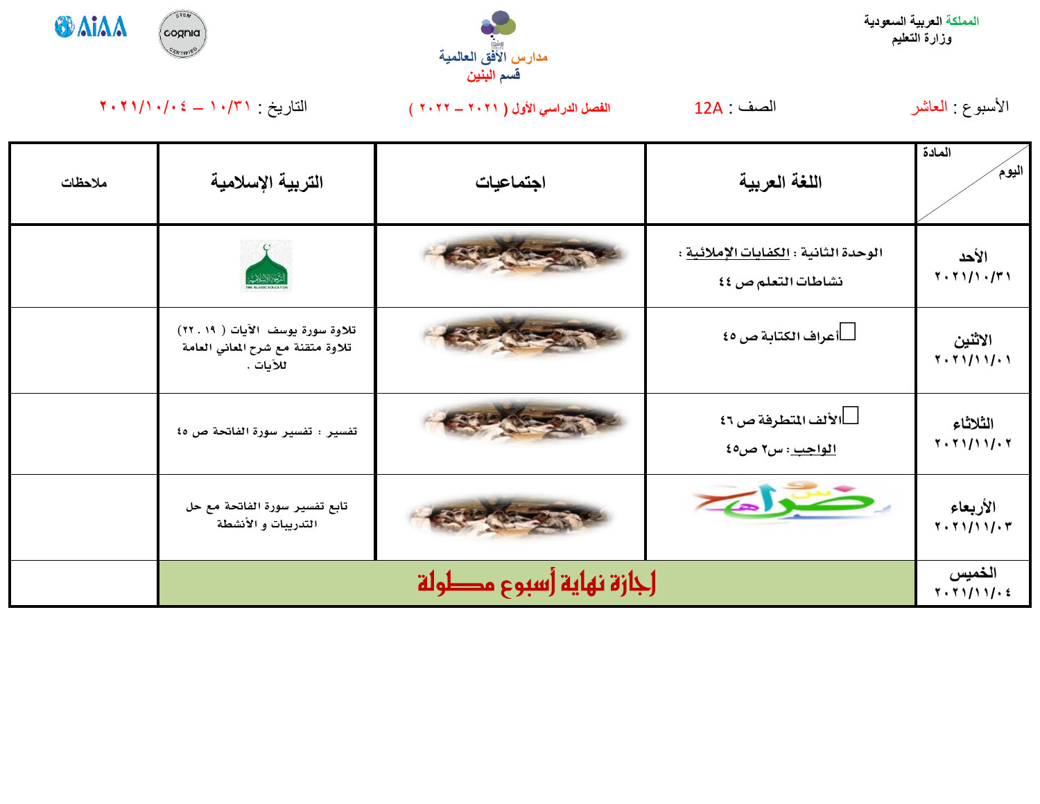المملكة العربية السعودية
وزارة التعليم

مدارس الأفق العالمية
قسم البنين

الأسبوع : العاشر | الصف : 12A | الفصل الدراسي الأول ( ٢٠٢١ – ٢٠٢٢ ) | التاريخ : ١٠/٣١ – ٢٠٢١/١٠/٠٤

| اليوم / المادة | اللغة العربية | اجتماعيات | التربية الإسلامية | ملاحظات |
|---|---|---|---|---|
| الأحد ٢٠٢١/١٠/٣١ | الوحدة الثانية : الكفايات الإملائية : نشاطات التعلم ص ٤٤ | | | |
| الاثنين ٢٠٢١/١١/٠١ | أعراف الكتابة ص ٤٥ | | تلاوة سورة يوسف الآيات ( ١٩ . ٢٢) تلاوة متقنة مع شرح المعاني العامة للآيات . | |
| الثلاثاء ٢٠٢١/١١/٠٢ | الألف المتطرفة ص ٤٦ الواجب : س٢ ص٤٥ | | تفسير : تفسير سورة الفاتحة ص ٤٥ | |
| الأربعاء ٢٠٢١/١١/٠٣ | | | تابع تفسير سورة الفاتحة مع حل التدريبات و الأنشطة | |
| الخميس ٢٠٢١/١١/٠٤ | إجازة نهاية أسبوع مطولة | | | |